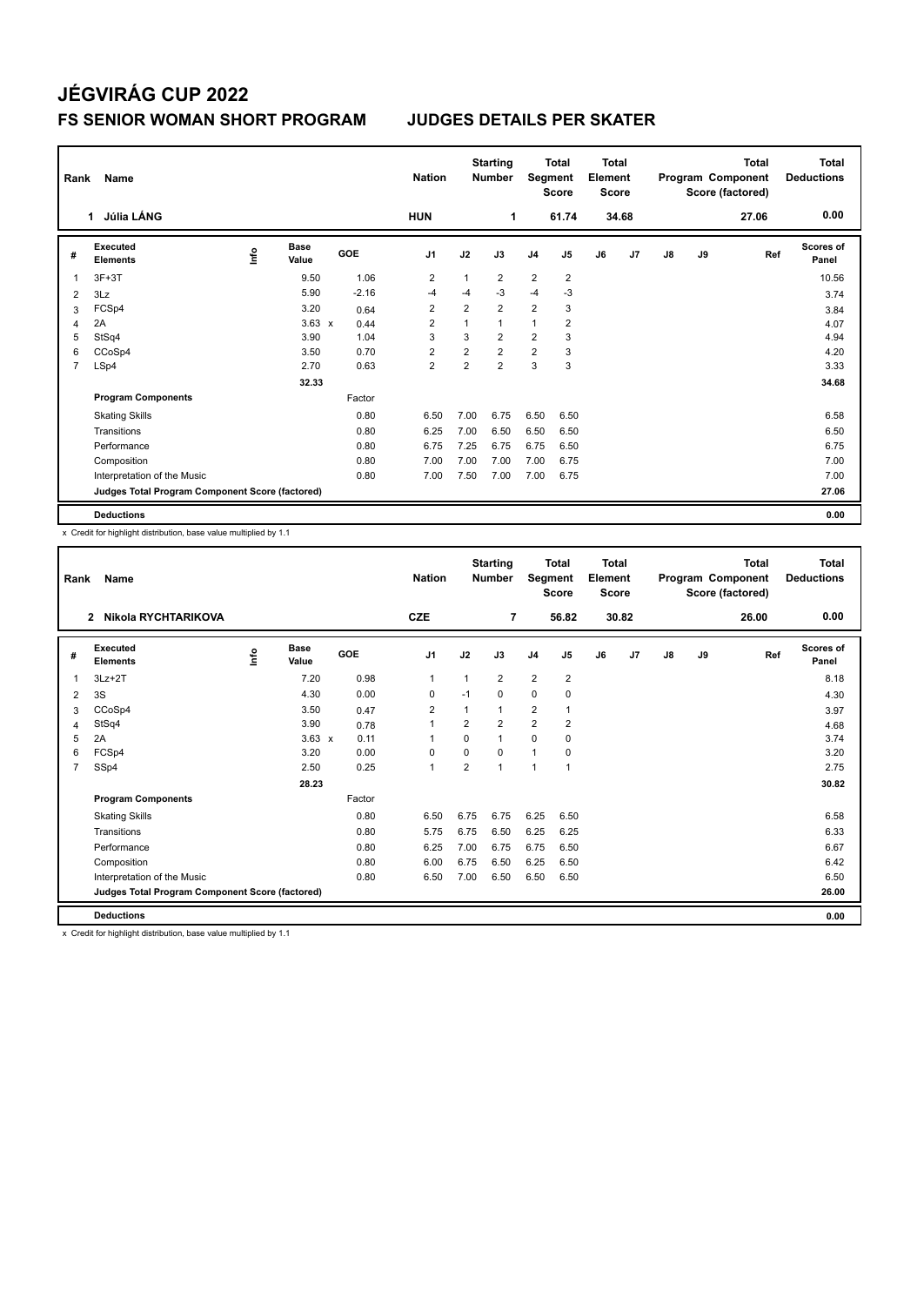# JÉGVIRÁG CUP 2022

## FS SENIOR WOMAN SHORT PROGRAM    JUDGES DETAILS PER SKATER

| Rank | Name | Nation | Starting Number | Total Segment Score | Total Element Score | Total Program Component Score (factored) | Total Deductions |
|---|---|---|---|---|---|---|---|
| 1 | Júlia LÁNG | HUN | 1 | 61.74 | 34.68 | 27.06 | 0.00 |

| # | Executed Elements | Info | Base Value | GOE | J1 | J2 | J3 | J4 | J5 | J6 | J7 | J8 | J9 | Ref | Scores of Panel |
|---|---|---|---|---|---|---|---|---|---|---|---|---|---|---|---|
| 1 | 3F+3T | | 9.50 | 1.06 | 2 | 1 | 2 | 2 | 2 | | | | | | 10.56 |
| 2 | 3Lz | | 5.90 | -2.16 | -4 | -4 | -3 | -4 | -3 | | | | | | 3.74 |
| 3 | FCSp4 | | 3.20 | 0.64 | 2 | 2 | 2 | 2 | 3 | | | | | | 3.84 |
| 4 | 2A | | 3.63 x | 0.44 | 2 | 1 | 1 | 1 | 2 | | | | | | 4.07 |
| 5 | StSq4 | | 3.90 | 1.04 | 3 | 3 | 2 | 2 | 3 | | | | | | 4.94 |
| 6 | CCoSp4 | | 3.50 | 0.70 | 2 | 2 | 2 | 2 | 3 | | | | | | 4.20 |
| 7 | LSp4 | | 2.70 | 0.63 | 2 | 2 | 2 | 3 | 3 | | | | | | 3.33 |
| | | | 32.33 | | | | | | | | | | | | 34.68 |
| | **Program Components** | | | Factor | | | | | | | | | | | |
| | Skating Skills | | | 0.80 | 6.50 | 7.00 | 6.75 | 6.50 | 6.50 | | | | | | 6.58 |
| | Transitions | | | 0.80 | 6.25 | 7.00 | 6.50 | 6.50 | 6.50 | | | | | | 6.50 |
| | Performance | | | 0.80 | 6.75 | 7.25 | 6.75 | 6.75 | 6.50 | | | | | | 6.75 |
| | Composition | | | 0.80 | 7.00 | 7.00 | 7.00 | 7.00 | 6.75 | | | | | | 7.00 |
| | Interpretation of the Music | | | 0.80 | 7.00 | 7.50 | 7.00 | 7.00 | 6.75 | | | | | | 7.00 |
| | **Judges Total Program Component Score (factored)** | | | | | | | | | | | | | | 27.06 |
| | **Deductions** | | | | | | | | | | | | | | 0.00 |

x Credit for highlight distribution, base value multiplied by 1.1

| Rank | Name | Nation | Starting Number | Total Segment Score | Total Element Score | Total Program Component Score (factored) | Total Deductions |
|---|---|---|---|---|---|---|---|
| 2 | Nikola RYCHTARIKOVA | CZE | 7 | 56.82 | 30.82 | 26.00 | 0.00 |

| # | Executed Elements | Info | Base Value | GOE | J1 | J2 | J3 | J4 | J5 | J6 | J7 | J8 | J9 | Ref | Scores of Panel |
|---|---|---|---|---|---|---|---|---|---|---|---|---|---|---|---|
| 1 | 3Lz+2T | | 7.20 | 0.98 | 1 | 1 | 2 | 2 | 2 | | | | | | 8.18 |
| 2 | 3S | | 4.30 | 0.00 | 0 | -1 | 0 | 0 | 0 | | | | | | 4.30 |
| 3 | CCoSp4 | | 3.50 | 0.47 | 2 | 1 | 1 | 2 | 1 | | | | | | 3.97 |
| 4 | StSq4 | | 3.90 | 0.78 | 1 | 2 | 2 | 2 | 2 | | | | | | 4.68 |
| 5 | 2A | | 3.63 x | 0.11 | 1 | 0 | 1 | 0 | 0 | | | | | | 3.74 |
| 6 | FCSp4 | | 3.20 | 0.00 | 0 | 0 | 0 | 1 | 0 | | | | | | 3.20 |
| 7 | SSp4 | | 2.50 | 0.25 | 1 | 2 | 1 | 1 | 1 | | | | | | 2.75 |
| | | | 28.23 | | | | | | | | | | | | 30.82 |
| | **Program Components** | | | Factor | | | | | | | | | | | |
| | Skating Skills | | | 0.80 | 6.50 | 6.75 | 6.75 | 6.25 | 6.50 | | | | | | 6.58 |
| | Transitions | | | 0.80 | 5.75 | 6.75 | 6.50 | 6.25 | 6.25 | | | | | | 6.33 |
| | Performance | | | 0.80 | 6.25 | 7.00 | 6.75 | 6.75 | 6.50 | | | | | | 6.67 |
| | Composition | | | 0.80 | 6.00 | 6.75 | 6.50 | 6.25 | 6.50 | | | | | | 6.42 |
| | Interpretation of the Music | | | 0.80 | 6.50 | 7.00 | 6.50 | 6.50 | 6.50 | | | | | | 6.50 |
| | **Judges Total Program Component Score (factored)** | | | | | | | | | | | | | | 26.00 |
| | **Deductions** | | | | | | | | | | | | | | 0.00 |

x Credit for highlight distribution, base value multiplied by 1.1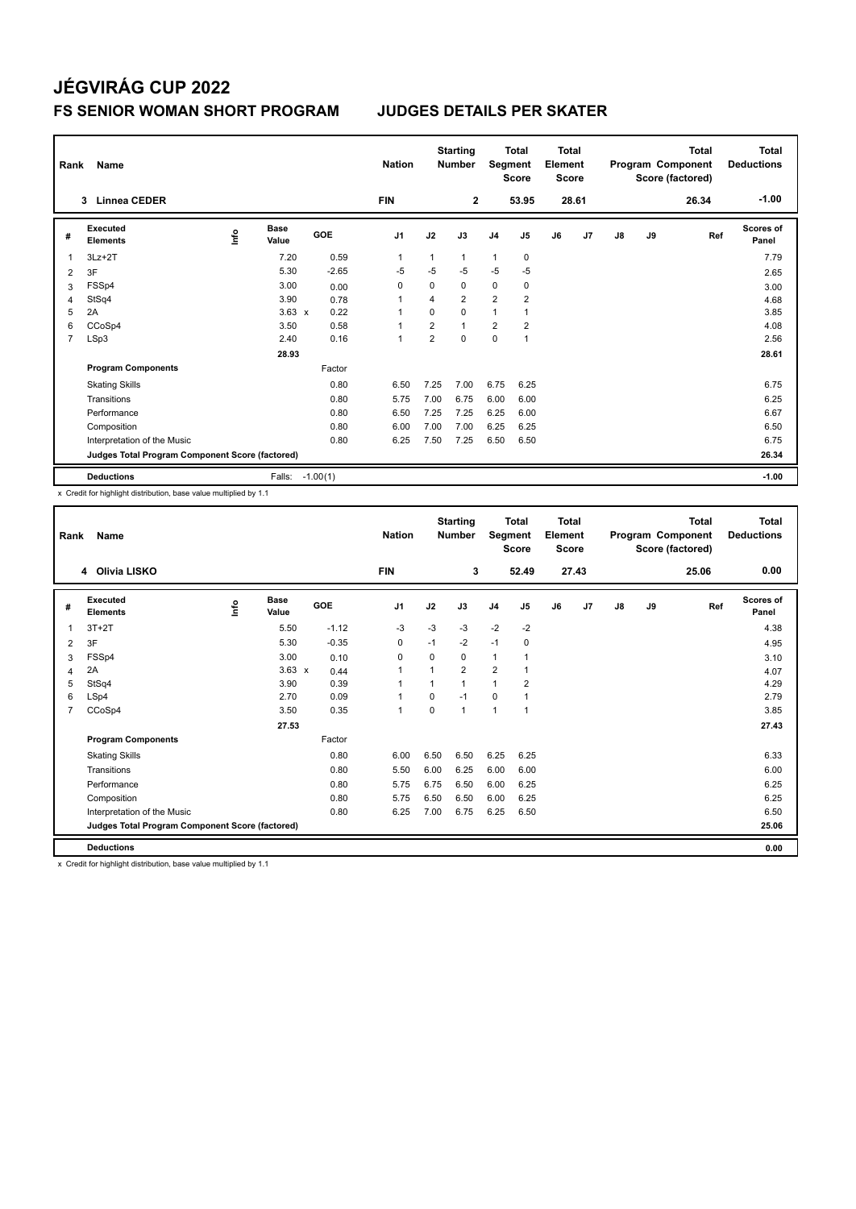# JÉGVIRÁG CUP 2022

## FS SENIOR WOMAN SHORT PROGRAM — JUDGES DETAILS PER SKATER

| Rank | Name | Nation | Starting Number | Total Segment Score | Total Element Score | Total Program Component Score (factored) | Total Deductions |
|---|---|---|---|---|---|---|---|
| 3 | Linnea CEDER | FIN | 2 | 53.95 | 28.61 | 26.34 | -1.00 |

| # | Executed Elements | Info | Base Value | GOE | J1 | J2 | J3 | J4 | J5 | J6 | J7 | J8 | J9 | Ref | Scores of Panel |
|---|---|---|---|---|---|---|---|---|---|---|---|---|---|---|---|
| 1 | 3Lz+2T | | 7.20 | 0.59 | 1 | 1 | 1 | 1 | 0 | | | | | | 7.79 |
| 2 | 3F | | 5.30 | -2.65 | -5 | -5 | -5 | -5 | -5 | | | | | | 2.65 |
| 3 | FSSp4 | | 3.00 | 0.00 | 0 | 0 | 0 | 0 | 0 | | | | | | 3.00 |
| 4 | StSq4 | | 3.90 | 0.78 | 1 | 4 | 2 | 2 | 2 | | | | | | 4.68 |
| 5 | 2A | | 3.63 x | 0.22 | 1 | 0 | 0 | 1 | 1 | | | | | | 3.85 |
| 6 | CCoSp4 | | 3.50 | 0.58 | 1 | 2 | 1 | 2 | 2 | | | | | | 4.08 |
| 7 | LSp3 | | 2.40 | 0.16 | 1 | 2 | 0 | 0 | 1 | | | | | | 2.56 |
| | | | 28.93 | | | | | | | | | | | | 28.61 |
| | **Program Components** | | | Factor | | | | | | | | | | | |
| | Skating Skills | | | 0.80 | 6.50 | 7.25 | 7.00 | 6.75 | 6.25 | | | | | | 6.75 |
| | Transitions | | | 0.80 | 5.75 | 7.00 | 6.75 | 6.00 | 6.00 | | | | | | 6.25 |
| | Performance | | | 0.80 | 6.50 | 7.25 | 7.25 | 6.25 | 6.00 | | | | | | 6.67 |
| | Composition | | | 0.80 | 6.00 | 7.00 | 7.00 | 6.25 | 6.25 | | | | | | 6.50 |
| | Interpretation of the Music | | | 0.80 | 6.25 | 7.50 | 7.25 | 6.50 | 6.50 | | | | | | 6.75 |
| | **Judges Total Program Component Score (factored)** | | | | | | | | | | | | | | 26.34 |
| | **Deductions** | | Falls: | -1.00(1) | | | | | | | | | | | -1.00 |

x Credit for highlight distribution, base value multiplied by 1.1

| Rank | Name | Nation | Starting Number | Total Segment Score | Total Element Score | Total Program Component Score (factored) | Total Deductions |
|---|---|---|---|---|---|---|---|
| 4 | Olivia LISKO | FIN | 3 | 52.49 | 27.43 | 25.06 | 0.00 |

| # | Executed Elements | Info | Base Value | GOE | J1 | J2 | J3 | J4 | J5 | J6 | J7 | J8 | J9 | Ref | Scores of Panel |
|---|---|---|---|---|---|---|---|---|---|---|---|---|---|---|---|
| 1 | 3T+2T | | 5.50 | -1.12 | -3 | -3 | -3 | -2 | -2 | | | | | | 4.38 |
| 2 | 3F | | 5.30 | -0.35 | 0 | -1 | -2 | -1 | 0 | | | | | | 4.95 |
| 3 | FSSp4 | | 3.00 | 0.10 | 0 | 0 | 0 | 1 | 1 | | | | | | 3.10 |
| 4 | 2A | | 3.63 x | 0.44 | 1 | 1 | 2 | 2 | 1 | | | | | | 4.07 |
| 5 | StSq4 | | 3.90 | 0.39 | 1 | 1 | 1 | 1 | 2 | | | | | | 4.29 |
| 6 | LSp4 | | 2.70 | 0.09 | 1 | 0 | -1 | 0 | 1 | | | | | | 2.79 |
| 7 | CCoSp4 | | 3.50 | 0.35 | 1 | 0 | 1 | 1 | 1 | | | | | | 3.85 |
| | | | 27.53 | | | | | | | | | | | | 27.43 |
| | **Program Components** | | | Factor | | | | | | | | | | | |
| | Skating Skills | | | 0.80 | 6.00 | 6.50 | 6.50 | 6.25 | 6.25 | | | | | | 6.33 |
| | Transitions | | | 0.80 | 5.50 | 6.00 | 6.25 | 6.00 | 6.00 | | | | | | 6.00 |
| | Performance | | | 0.80 | 5.75 | 6.75 | 6.50 | 6.00 | 6.25 | | | | | | 6.25 |
| | Composition | | | 0.80 | 5.75 | 6.50 | 6.50 | 6.00 | 6.25 | | | | | | 6.25 |
| | Interpretation of the Music | | | 0.80 | 6.25 | 7.00 | 6.75 | 6.25 | 6.50 | | | | | | 6.50 |
| | **Judges Total Program Component Score (factored)** | | | | | | | | | | | | | | 25.06 |
| | **Deductions** | | | | | | | | | | | | | | 0.00 |

x Credit for highlight distribution, base value multiplied by 1.1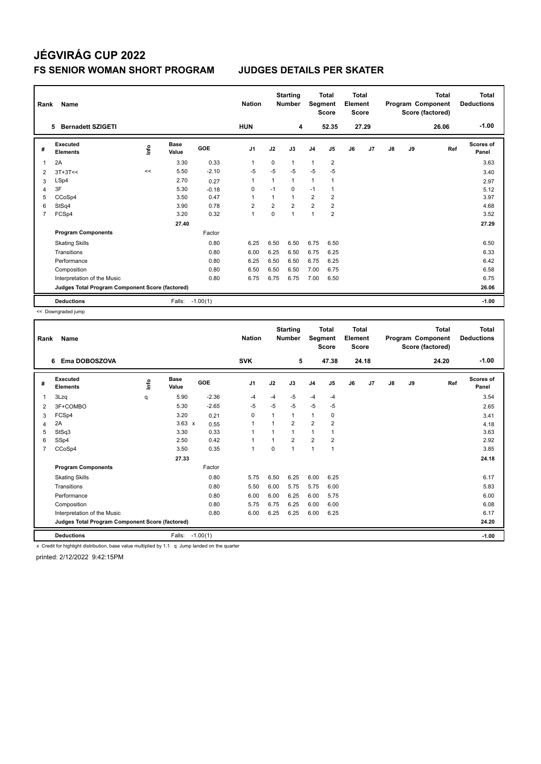# JÉGVIRÁG CUP 2022

## FS SENIOR WOMAN SHORT PROGRAM — JUDGES DETAILS PER SKATER

| Rank | Name | Nation | Starting Number | Total Segment Score | Total Element Score | Total Program Component Score (factored) | Total Deductions |
|---|---|---|---|---|---|---|---|
| 5 | Bernadett SZIGETI | HUN | 4 | 52.35 | 27.29 | 26.06 | -1.00 |

| # | Executed Elements | Info | Base Value | GOE | J1 | J2 | J3 | J4 | J5 | J6 | J7 | J8 | J9 | Ref | Scores of Panel |
|---|---|---|---|---|---|---|---|---|---|---|---|---|---|---|---|
| 1 | 2A | | 3.30 | 0.33 | 1 | 0 | 1 | 1 | 2 | | | | | | 3.63 |
| 2 | 3T+3T<< | << | 5.50 | -2.10 | -5 | -5 | -5 | -5 | -5 | | | | | | 3.40 |
| 3 | LSp4 | | 2.70 | 0.27 | 1 | 1 | 1 | 1 | 1 | | | | | | 2.97 |
| 4 | 3F | | 5.30 | -0.18 | 0 | -1 | 0 | -1 | 1 | | | | | | 5.12 |
| 5 | CCoSp4 | | 3.50 | 0.47 | 1 | 1 | 1 | 2 | 2 | | | | | | 3.97 |
| 6 | StSq4 | | 3.90 | 0.78 | 2 | 2 | 2 | 2 | 2 | | | | | | 4.68 |
| 7 | FCSp4 | | 3.20 | 0.32 | 1 | 0 | 1 | 1 | 2 | | | | | | 3.52 |
| | | | 27.40 | | | | | | | | | | | | 27.29 |
| | **Program Components** | | | Factor | | | | | | | | | | | |
| | Skating Skills | | | 0.80 | 6.25 | 6.50 | 6.50 | 6.75 | 6.50 | | | | | | 6.50 |
| | Transitions | | | 0.80 | 6.00 | 6.25 | 6.50 | 6.75 | 6.25 | | | | | | 6.33 |
| | Performance | | | 0.80 | 6.25 | 6.50 | 6.50 | 6.75 | 6.25 | | | | | | 6.42 |
| | Composition | | | 0.80 | 6.50 | 6.50 | 6.50 | 7.00 | 6.75 | | | | | | 6.58 |
| | Interpretation of the Music | | | 0.80 | 6.75 | 6.75 | 6.75 | 7.00 | 6.50 | | | | | | 6.75 |
| | **Judges Total Program Component Score (factored)** | | | | | | | | | | | | | | 26.06 |
| | **Deductions** | | Falls: | -1.00(1) | | | | | | | | | | | -1.00 |

<< Downgraded jump

| Rank | Name | Nation | Starting Number | Total Segment Score | Total Element Score | Total Program Component Score (factored) | Total Deductions |
|---|---|---|---|---|---|---|---|
| 6 | Ema DOBOSZOVA | SVK | 5 | 47.38 | 24.18 | 24.20 | -1.00 |

| # | Executed Elements | Info | Base Value | GOE | J1 | J2 | J3 | J4 | J5 | J6 | J7 | J8 | J9 | Ref | Scores of Panel |
|---|---|---|---|---|---|---|---|---|---|---|---|---|---|---|---|
| 1 | 3Lzq | q | 5.90 | -2.36 | -4 | -4 | -5 | -4 | -4 | | | | | | 3.54 |
| 2 | 3F+COMBO | | 5.30 | -2.65 | -5 | -5 | -5 | -5 | -5 | | | | | | 2.65 |
| 3 | FCSp4 | | 3.20 | 0.21 | 0 | 1 | 1 | 1 | 0 | | | | | | 3.41 |
| 4 | 2A | | 3.63 x | 0.55 | 1 | 1 | 2 | 2 | 2 | | | | | | 4.18 |
| 5 | StSq3 | | 3.30 | 0.33 | 1 | 1 | 1 | 1 | 1 | | | | | | 3.63 |
| 6 | SSp4 | | 2.50 | 0.42 | 1 | 1 | 2 | 2 | 2 | | | | | | 2.92 |
| 7 | CCoSp4 | | 3.50 | 0.35 | 1 | 0 | 1 | 1 | 1 | | | | | | 3.85 |
| | | | 27.33 | | | | | | | | | | | | 24.18 |
| | **Program Components** | | | Factor | | | | | | | | | | | |
| | Skating Skills | | | 0.80 | 5.75 | 6.50 | 6.25 | 6.00 | 6.25 | | | | | | 6.17 |
| | Transitions | | | 0.80 | 5.50 | 6.00 | 5.75 | 5.75 | 6.00 | | | | | | 5.83 |
| | Performance | | | 0.80 | 6.00 | 6.00 | 6.25 | 6.00 | 5.75 | | | | | | 6.00 |
| | Composition | | | 0.80 | 5.75 | 6.75 | 6.25 | 6.00 | 6.00 | | | | | | 6.08 |
| | Interpretation of the Music | | | 0.80 | 6.00 | 6.25 | 6.25 | 6.00 | 6.25 | | | | | | 6.17 |
| | **Judges Total Program Component Score (factored)** | | | | | | | | | | | | | | 24.20 |
| | **Deductions** | | Falls: | -1.00(1) | | | | | | | | | | | -1.00 |

x Credit for highlight distribution, base value multiplied by 1.1 q Jump landed on the quarter

printed: 2/12/2022 9:42:15PM